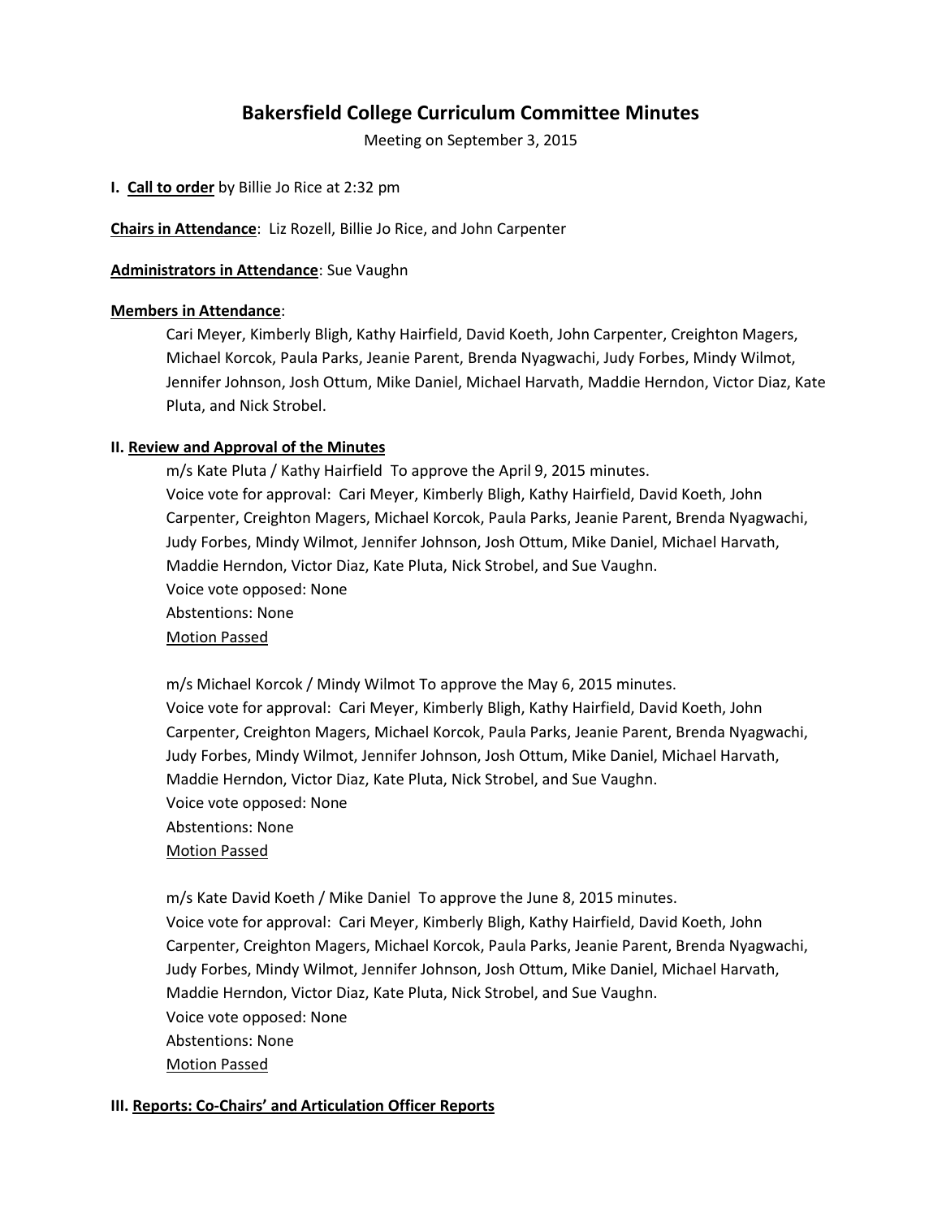# Bakersfield College Curriculum Committee Minutes

Meeting on September 3, 2015

**I. Call to order** by Billie Jo Rice at 2:32 pm

**Chairs in Attendance**: Liz Rozell, Billie Jo Rice, and John Carpenter

**Administrators in Attendance**: Sue Vaughn

**Members in Attendance**:

Cari Meyer, Kimberly Bligh, Kathy Hairfield, David Koeth, John Carpenter, Creighton Magers, Michael Korcok, Paula Parks, Jeanie Parent, Brenda Nyagwachi, Judy Forbes, Mindy Wilmot, Jennifer Johnson, Josh Ottum, Mike Daniel, Michael Harvath, Maddie Herndon, Victor Diaz, Kate Pluta, and Nick Strobel.

**II. Review and Approval of the Minutes**

m/s Kate Pluta / Kathy Hairfield To approve the April 9, 2015 minutes.
Voice vote for approval: Cari Meyer, Kimberly Bligh, Kathy Hairfield, David Koeth, John Carpenter, Creighton Magers, Michael Korcok, Paula Parks, Jeanie Parent, Brenda Nyagwachi, Judy Forbes, Mindy Wilmot, Jennifer Johnson, Josh Ottum, Mike Daniel, Michael Harvath, Maddie Herndon, Victor Diaz, Kate Pluta, Nick Strobel, and Sue Vaughn.
Voice vote opposed: None
Abstentions: None
Motion Passed

m/s Michael Korcok / Mindy Wilmot To approve the May 6, 2015 minutes.
Voice vote for approval: Cari Meyer, Kimberly Bligh, Kathy Hairfield, David Koeth, John Carpenter, Creighton Magers, Michael Korcok, Paula Parks, Jeanie Parent, Brenda Nyagwachi, Judy Forbes, Mindy Wilmot, Jennifer Johnson, Josh Ottum, Mike Daniel, Michael Harvath, Maddie Herndon, Victor Diaz, Kate Pluta, Nick Strobel, and Sue Vaughn.
Voice vote opposed: None
Abstentions: None
Motion Passed

m/s Kate David Koeth / Mike Daniel To approve the June 8, 2015 minutes.
Voice vote for approval: Cari Meyer, Kimberly Bligh, Kathy Hairfield, David Koeth, John Carpenter, Creighton Magers, Michael Korcok, Paula Parks, Jeanie Parent, Brenda Nyagwachi, Judy Forbes, Mindy Wilmot, Jennifer Johnson, Josh Ottum, Mike Daniel, Michael Harvath, Maddie Herndon, Victor Diaz, Kate Pluta, Nick Strobel, and Sue Vaughn.
Voice vote opposed: None
Abstentions: None
Motion Passed

**III. Reports: Co-Chairs' and Articulation Officer Reports**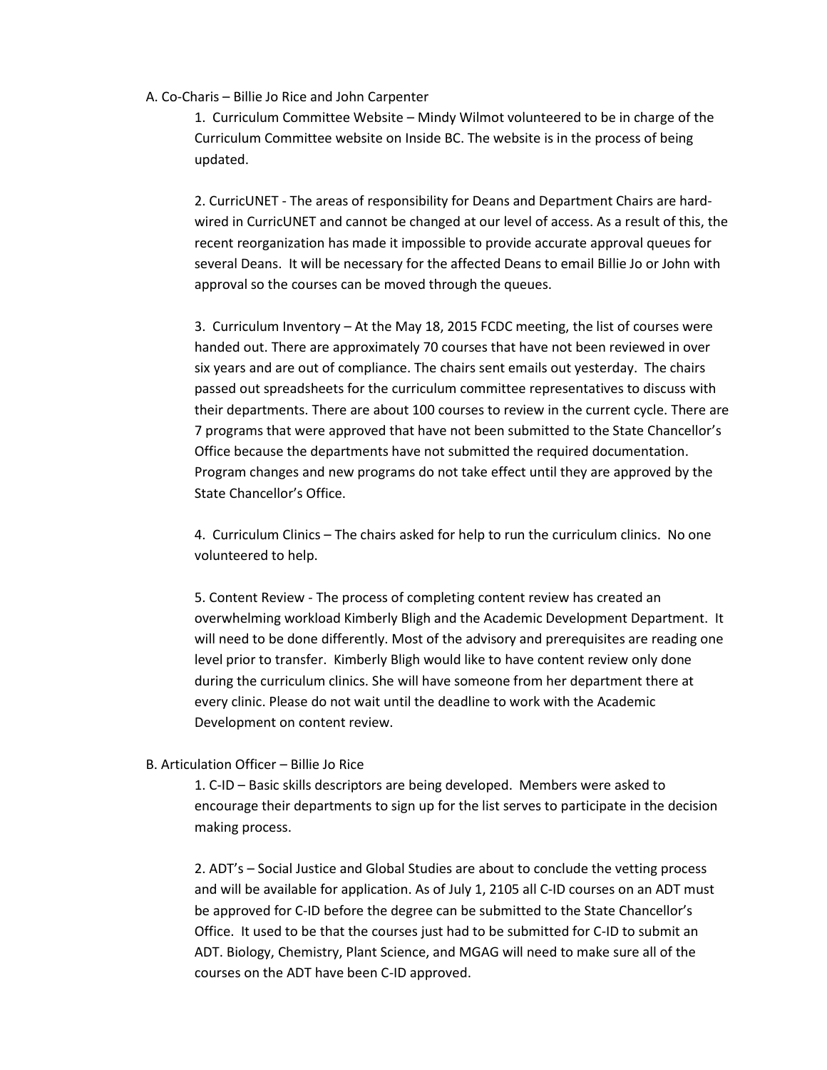A. Co-Charis – Billie Jo Rice and John Carpenter

1. Curriculum Committee Website – Mindy Wilmot volunteered to be in charge of the Curriculum Committee website on Inside BC. The website is in the process of being updated.

2. CurricUNET - The areas of responsibility for Deans and Department Chairs are hard-wired in CurricUNET and cannot be changed at our level of access. As a result of this, the recent reorganization has made it impossible to provide accurate approval queues for several Deans. It will be necessary for the affected Deans to email Billie Jo or John with approval so the courses can be moved through the queues.

3. Curriculum Inventory – At the May 18, 2015 FCDC meeting, the list of courses were handed out. There are approximately 70 courses that have not been reviewed in over six years and are out of compliance. The chairs sent emails out yesterday. The chairs passed out spreadsheets for the curriculum committee representatives to discuss with their departments. There are about 100 courses to review in the current cycle. There are 7 programs that were approved that have not been submitted to the State Chancellor's Office because the departments have not submitted the required documentation. Program changes and new programs do not take effect until they are approved by the State Chancellor's Office.

4. Curriculum Clinics – The chairs asked for help to run the curriculum clinics. No one volunteered to help.

5. Content Review - The process of completing content review has created an overwhelming workload Kimberly Bligh and the Academic Development Department. It will need to be done differently. Most of the advisory and prerequisites are reading one level prior to transfer. Kimberly Bligh would like to have content review only done during the curriculum clinics. She will have someone from her department there at every clinic. Please do not wait until the deadline to work with the Academic Development on content review.

B. Articulation Officer – Billie Jo Rice

1. C-ID – Basic skills descriptors are being developed. Members were asked to encourage their departments to sign up for the list serves to participate in the decision making process.

2. ADT's – Social Justice and Global Studies are about to conclude the vetting process and will be available for application. As of July 1, 2105 all C-ID courses on an ADT must be approved for C-ID before the degree can be submitted to the State Chancellor's Office. It used to be that the courses just had to be submitted for C-ID to submit an ADT. Biology, Chemistry, Plant Science, and MGAG will need to make sure all of the courses on the ADT have been C-ID approved.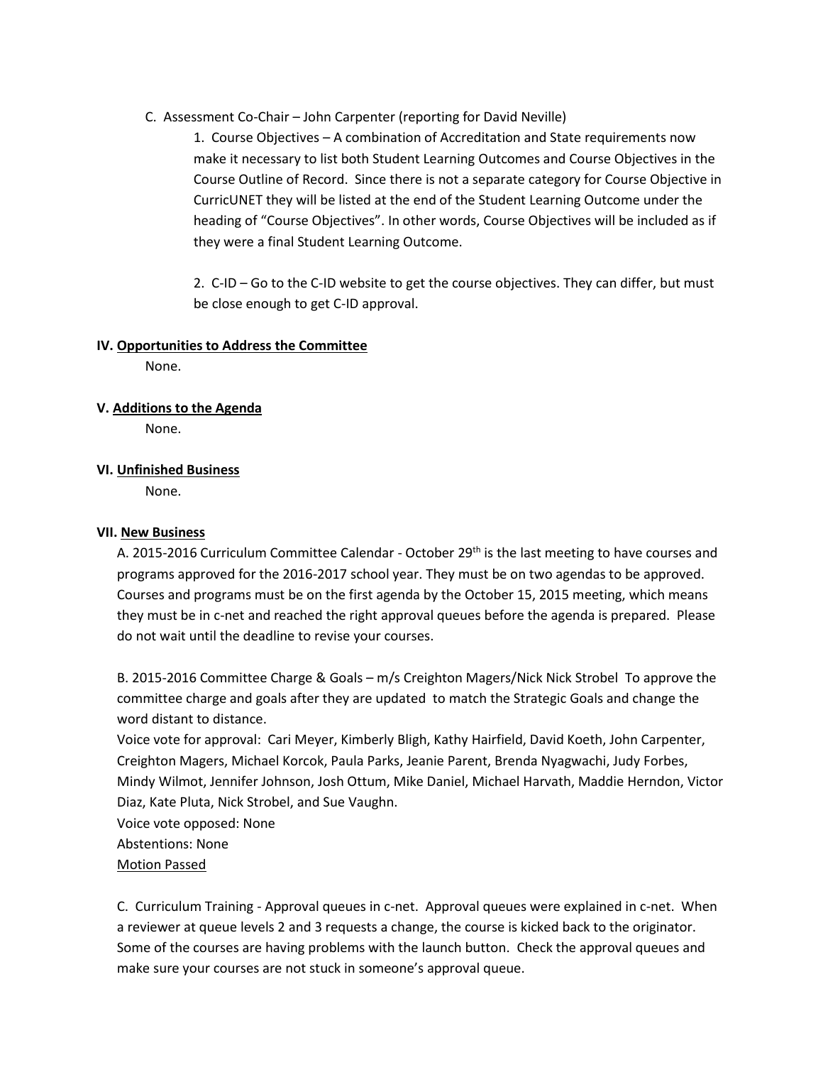C. Assessment Co-Chair – John Carpenter (reporting for David Neville)

1. Course Objectives – A combination of Accreditation and State requirements now make it necessary to list both Student Learning Outcomes and Course Objectives in the Course Outline of Record. Since there is not a separate category for Course Objective in CurricUNET they will be listed at the end of the Student Learning Outcome under the heading of "Course Objectives". In other words, Course Objectives will be included as if they were a final Student Learning Outcome.

2. C-ID – Go to the C-ID website to get the course objectives. They can differ, but must be close enough to get C-ID approval.

**IV. Opportunities to Address the Committee**

None.

**V. Additions to the Agenda**

None.

**VI. Unfinished Business**

None.

**VII. New Business**

A. 2015-2016 Curriculum Committee Calendar - October 29th is the last meeting to have courses and programs approved for the 2016-2017 school year. They must be on two agendas to be approved. Courses and programs must be on the first agenda by the October 15, 2015 meeting, which means they must be in c-net and reached the right approval queues before the agenda is prepared. Please do not wait until the deadline to revise your courses.

B. 2015-2016 Committee Charge & Goals – m/s Creighton Magers/Nick Nick Strobel To approve the committee charge and goals after they are updated to match the Strategic Goals and change the word distant to distance.
Voice vote for approval: Cari Meyer, Kimberly Bligh, Kathy Hairfield, David Koeth, John Carpenter, Creighton Magers, Michael Korcok, Paula Parks, Jeanie Parent, Brenda Nyagwachi, Judy Forbes, Mindy Wilmot, Jennifer Johnson, Josh Ottum, Mike Daniel, Michael Harvath, Maddie Herndon, Victor Diaz, Kate Pluta, Nick Strobel, and Sue Vaughn.
Voice vote opposed: None
Abstentions: None
Motion Passed

C. Curriculum Training - Approval queues in c-net. Approval queues were explained in c-net. When a reviewer at queue levels 2 and 3 requests a change, the course is kicked back to the originator. Some of the courses are having problems with the launch button. Check the approval queues and make sure your courses are not stuck in someone's approval queue.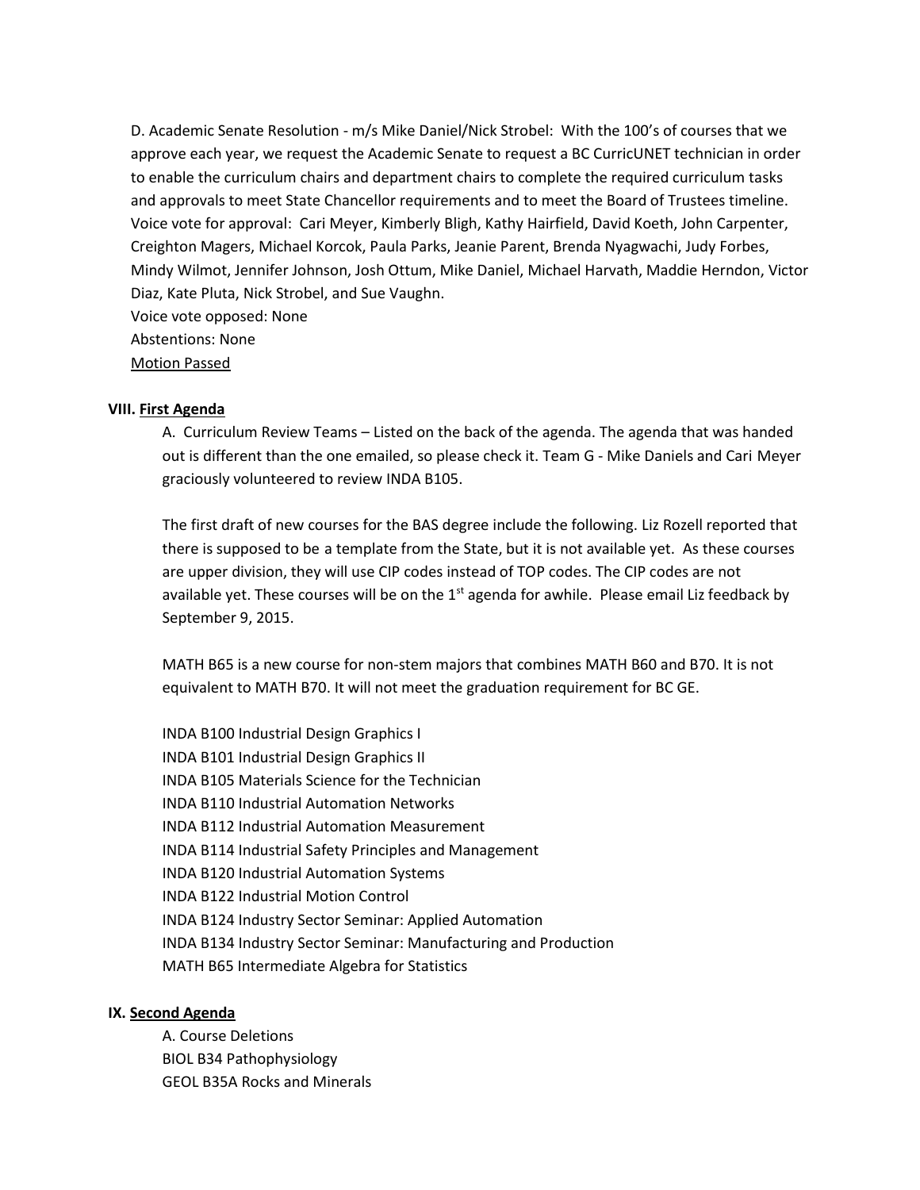D. Academic Senate Resolution - m/s Mike Daniel/Nick Strobel: With the 100's of courses that we approve each year, we request the Academic Senate to request a BC CurricUNET technician in order to enable the curriculum chairs and department chairs to complete the required curriculum tasks and approvals to meet State Chancellor requirements and to meet the Board of Trustees timeline.
Voice vote for approval: Cari Meyer, Kimberly Bligh, Kathy Hairfield, David Koeth, John Carpenter, Creighton Magers, Michael Korcok, Paula Parks, Jeanie Parent, Brenda Nyagwachi, Judy Forbes, Mindy Wilmot, Jennifer Johnson, Josh Ottum, Mike Daniel, Michael Harvath, Maddie Herndon, Victor Diaz, Kate Pluta, Nick Strobel, and Sue Vaughn.
Voice vote opposed: None
Abstentions: None
<u>Motion Passed</u>

## VIII. <u>First Agenda</u>

A. Curriculum Review Teams – Listed on the back of the agenda. The agenda that was handed out is different than the one emailed, so please check it. Team G - Mike Daniels and Cari Meyer graciously volunteered to review INDA B105.

The first draft of new courses for the BAS degree include the following. Liz Rozell reported that there is supposed to be a template from the State, but it is not available yet. As these courses are upper division, they will use CIP codes instead of TOP codes. The CIP codes are not available yet. These courses will be on the 1st agenda for awhile. Please email Liz feedback by September 9, 2015.

MATH B65 is a new course for non-stem majors that combines MATH B60 and B70. It is not equivalent to MATH B70. It will not meet the graduation requirement for BC GE.

INDA B100 Industrial Design Graphics I
INDA B101 Industrial Design Graphics II
INDA B105 Materials Science for the Technician
INDA B110 Industrial Automation Networks
INDA B112 Industrial Automation Measurement
INDA B114 Industrial Safety Principles and Management
INDA B120 Industrial Automation Systems
INDA B122 Industrial Motion Control
INDA B124 Industry Sector Seminar: Applied Automation
INDA B134 Industry Sector Seminar: Manufacturing and Production
MATH B65 Intermediate Algebra for Statistics

## IX. <u>Second Agenda</u>

A. Course Deletions
BIOL B34 Pathophysiology
GEOL B35A Rocks and Minerals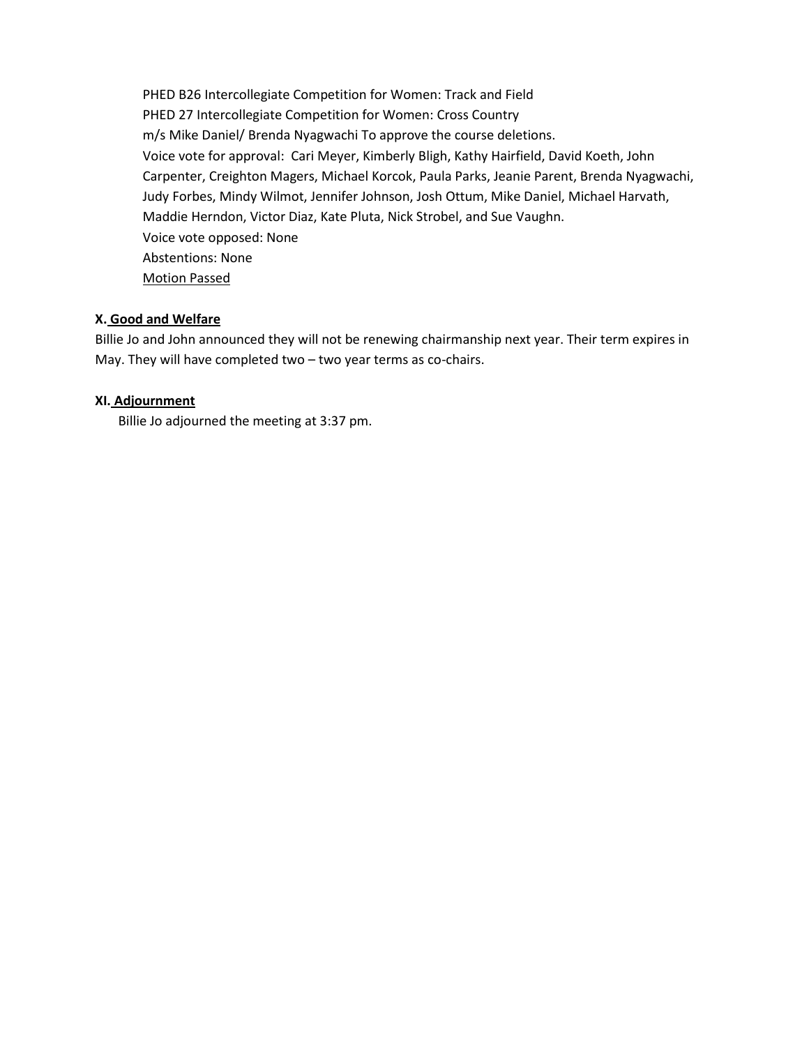PHED B26 Intercollegiate Competition for Women: Track and Field
PHED 27 Intercollegiate Competition for Women: Cross Country
m/s Mike Daniel/ Brenda Nyagwachi To approve the course deletions.
Voice vote for approval: Cari Meyer, Kimberly Bligh, Kathy Hairfield, David Koeth, John Carpenter, Creighton Magers, Michael Korcok, Paula Parks, Jeanie Parent, Brenda Nyagwachi, Judy Forbes, Mindy Wilmot, Jennifer Johnson, Josh Ottum, Mike Daniel, Michael Harvath, Maddie Herndon, Victor Diaz, Kate Pluta, Nick Strobel, and Sue Vaughn.
Voice vote opposed: None
Abstentions: None
Motion Passed

### X. Good and Welfare

Billie Jo and John announced they will not be renewing chairmanship next year. Their term expires in May. They will have completed two – two year terms as co-chairs.

### XI. Adjournment

Billie Jo adjourned the meeting at 3:37 pm.